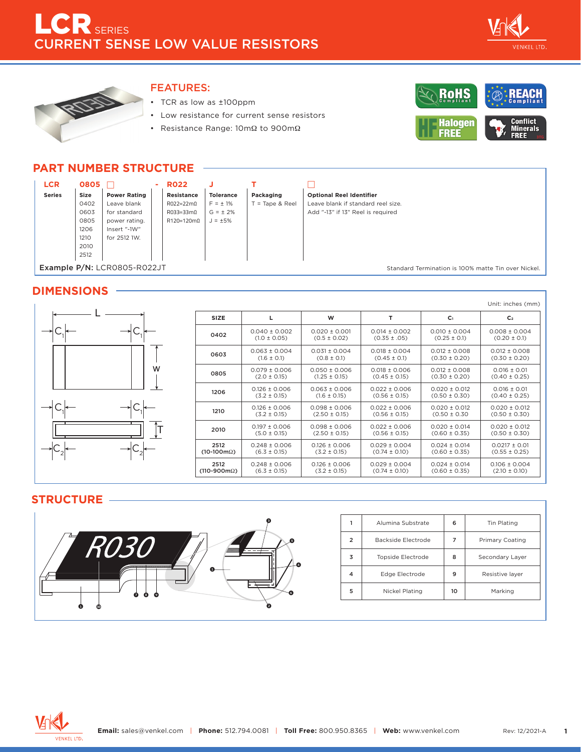# LCR SERIES
## CURRENT SENSE LOW VALUE RESISTORS

### FEATURES:

- TCR as low as ±100ppm
- Low resistance for current sense resistors
- Resistance Range: 10mΩ to 900mΩ

RoHS Compliant | REACH Compliant | Halogen FREE | Conflict Minerals FREE

## PART NUMBER STRUCTURE

| LCR | 0805 | ☐ | - R022 | J | T | ☐ |
|---|---|---|---|---|---|---|
| **Series** | **Size** | **Power Rating** | **Resistance** | **Tolerance** | **Packaging** | **Optional Reel Identifier** |
| | 0402<br>0603<br>0805<br>1206<br>1210<br>2010<br>2512 | Leave blank for standard power rating. Insert "-1W" for 2512 1W. | R022=22mΩ<br>R033=33mΩ<br>R120=120mΩ | F = ± 1%<br>G = ± 2%<br>J = ±5% | T = Tape & Reel | Leave blank if standard reel size. Add "-13" if 13" Reel is required |

**Example P/N:** LCR0805-R022JT

Standard Termination is 100% matte Tin over Nickel.

## DIMENSIONS

Unit: inches (mm)

| SIZE | L | W | T | $C_1$ | $C_2$ |
|---|---|---|---|---|---|
| 0402 | 0.040 ± 0.002 (1.0 ± 0.05) | 0.020 ± 0.001 (0.5 ± 0.02) | 0.014 ± 0.002 (0.35 ± .05) | 0.010 ± 0.004 (0.25 ± 0.1) | 0.008 ± 0.004 (0.20 ± 0.1) |
| 0603 | 0.063 ± 0.004 (1.6 ± 0.1) | 0.031 ± 0.004 (0.8 ± 0.1) | 0.018 ± 0.004 (0.45 ± 0.1) | 0.012 ± 0.008 (0.30 ± 0.20) | 0.012 ± 0.008 (0.30 ± 0.20) |
| 0805 | 0.079 ± 0.006 (2.0 ± 0.15) | 0.050 ± 0.006 (1.25 ± 0.15) | 0.018 ± 0.006 (0.45 ± 0.15) | 0.012 ± 0.008 (0.30 ± 0.20) | 0.016 ± 0.01 (0.40 ± 0.25) |
| 1206 | 0.126 ± 0.006 (3.2 ± 0.15) | 0.063 ± 0.006 (1.6 ± 0.15) | 0.022 ± 0.006 (0.56 ± 0.15) | 0.020 ± 0.012 (0.50 ± 0.30) | 0.016 ± 0.01 (0.40 ± 0.25) |
| 1210 | 0.126 ± 0.006 (3.2 ± 0.15) | 0.098 ± 0.006 (2.50 ± 0.15) | 0.022 ± 0.006 (0.56 ± 0.15) | 0.020 ± 0.012 (0.50 ± 0.30 | 0.020 ± 0.012 (0.50 ± 0.30) |
| 2010 | 0.197 ± 0.006 (5.0 ± 0.15) | 0.098 ± 0.006 (2.50 ± 0.15) | 0.022 ± 0.006 (0.56 ± 0.15) | 0.020 ± 0.014 (0.60 ± 0.35) | 0.020 ± 0.012 (0.50 ± 0.30) |
| 2512 (10-100mΩ) | 0.248 ± 0.006 (6.3 ± 0.15) | 0.126 ± 0.006 (3.2 ± 0.15) | 0.029 ± 0.004 (0.74 ± 0.10) | 0.024 ± 0.014 (0.60 ± 0.35) | 0.0217 ± 0.01 (0.55 ± 0.25) |
| 2512 (110-900mΩ) | 0.248 ± 0.006 (6.3 ± 0.15) | 0.126 ± 0.006 (3.2 ± 0.15) | 0.029 ± 0.004 (0.74 ± 0.10) | 0.024 ± 0.014 (0.60 ± 0.35) | 0.106 ± 0.004 (2.10 ± 0.10) |

## STRUCTURE

| 1 | Alumina Substrate | 6 | Tin Plating |
|---|---|---|---|
| 2 | Backside Electrode | 7 | Primary Coating |
| 3 | Topside Electrode | 8 | Secondary Layer |
| 4 | Edge Electrode | 9 | Resistive layer |
| 5 | Nickel Plating | 10 | Marking |

**Email:** sales@venkel.com | **Phone:** 512.794.0081 | **Toll Free:** 800.950.8365 | **Web:** www.venkel.com

Rev: 12/2021-A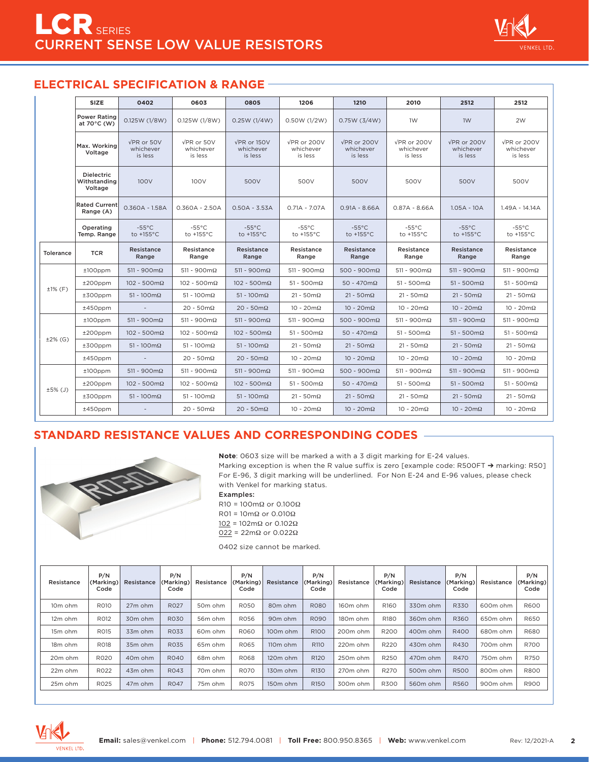# LCR SERIES
## CURRENT SENSE LOW VALUE RESISTORS

## ELECTRICAL SPECIFICATION & RANGE

| | SIZE | 0402 | 0603 | 0805 | 1206 | 1210 | 2010 | 2512 | 2512 |
|---|---|---|---|---|---|---|---|---|---|
| | Power Rating at 70°C (W) | 0.125W (1/8W) | 0.125W (1/8W) | 0.25W (1/4W) | 0.50W (1/2W) | 0.75W (3/4W) | 1W | 1W | 2W |
| | Max. Working Voltage | √PR or 50V whichever is less | √PR or 50V whichever is less | √PR or 150V whichever is less | √PR or 200V whichever is less | √PR or 200V whichever is less | √PR or 200V whichever is less | √PR or 200V whichever is less | √PR or 200V whichever is less |
| | Dielectric Withstanding Voltage | 100V | 100V | 500V | 500V | 500V | 500V | 500V | 500V |
| | Rated Current Range (A) | 0.360A - 1.58A | 0.360A - 2.50A | 0.50A - 3.53A | 0.71A - 7.07A | 0.91A - 8.66A | 0.87A - 8.66A | 1.05A - 10A | 1.49A - 14.14A |
| | Operating Temp. Range | -55°C to +155°C | -55°C to +155°C | -55°C to +155°C | -55°C to +155°C | -55°C to +155°C | -55°C to +155°C | -55°C to +155°C | -55°C to +155°C |
| **Tolerance** | **TCR** | **Resistance Range** | **Resistance Range** | **Resistance Range** | **Resistance Range** | **Resistance Range** | **Resistance Range** | **Resistance Range** | **Resistance Range** |
| ±1% (F) | ±100ppm | 511 - 900mΩ | 511 - 900mΩ | 511 - 900mΩ | 511 - 900mΩ | 500 - 900mΩ | 511 - 900mΩ | 511 - 900mΩ | 511 - 900mΩ |
| | ±200ppm | 102 - 500mΩ | 102 - 500mΩ | 102 - 500mΩ | 51 - 500mΩ | 50 - 470mΩ | 51 - 500mΩ | 51 - 500mΩ | 51 - 500mΩ |
| | ±300ppm | 51 - 100mΩ | 51 - 100mΩ | 51 - 100mΩ | 21 - 50mΩ | 21 - 50mΩ | 21 - 50mΩ | 21 - 50mΩ | 21 - 50mΩ |
| | ±450ppm | - | 20 - 50mΩ | 20 - 50mΩ | 10 - 20mΩ | 10 - 20mΩ | 10 - 20mΩ | 10 - 20mΩ | 10 - 20mΩ |
| ±2% (G) | ±100ppm | 511 - 900mΩ | 511 - 900mΩ | 511 - 900mΩ | 511 - 900mΩ | 500 - 900mΩ | 511 - 900mΩ | 511 - 900mΩ | 511 - 900mΩ |
| | ±200ppm | 102 - 500mΩ | 102 - 500mΩ | 102 - 500mΩ | 51 - 500mΩ | 50 - 470mΩ | 51 - 500mΩ | 51 - 500mΩ | 51 - 500mΩ |
| | ±300ppm | 51 - 100mΩ | 51 - 100mΩ | 51 - 100mΩ | 21 - 50mΩ | 21 - 50mΩ | 21 - 50mΩ | 21 - 50mΩ | 21 - 50mΩ |
| | ±450ppm | - | 20 - 50mΩ | 20 - 50mΩ | 10 - 20mΩ | 10 - 20mΩ | 10 - 20mΩ | 10 - 20mΩ | 10 - 20mΩ |
| ±5% (J) | ±100ppm | 511 - 900mΩ | 511 - 900mΩ | 511 - 900mΩ | 511 - 900mΩ | 500 - 900mΩ | 511 - 900mΩ | 511 - 900mΩ | 511 - 900mΩ |
| | ±200ppm | 102 - 500mΩ | 102 - 500mΩ | 102 - 500mΩ | 51 - 500mΩ | 50 - 470mΩ | 51 - 500mΩ | 51 - 500mΩ | 51 - 500mΩ |
| | ±300ppm | 51 - 100mΩ | 51 - 100mΩ | 51 - 100mΩ | 21 - 50mΩ | 21 - 50mΩ | 21 - 50mΩ | 21 - 50mΩ | 21 - 50mΩ |
| | ±450ppm | - | 20 - 50mΩ | 20 - 50mΩ | 10 - 20mΩ | 10 - 20mΩ | 10 - 20mΩ | 10 - 20mΩ | 10 - 20mΩ |

## STANDARD RESISTANCE VALUES AND CORRESPONDING CODES

**Note**: 0603 size will be marked a with a 3 digit marking for E-24 values.
Marking exception is when the R value suffix is zero [example code: R500FT → marking: R50]
For E-96, 3 digit marking will be underlined. For Non E-24 and E-96 values, please check with Venkel for marking status.

**Examples:**

R10 = 100mΩ or 0.100Ω
R01 = 10mΩ or 0.010Ω
102 = 102mΩ or 0.102Ω
022 = 22mΩ or 0.022Ω

0402 size cannot be marked.

| Resistance | P/N (Marking) Code | Resistance | P/N (Marking) Code | Resistance | P/N (Marking) Code | Resistance | P/N (Marking) Code | Resistance | P/N (Marking) Code | Resistance | P/N (Marking) Code | Resistance | P/N (Marking) Code |
|---|---|---|---|---|---|---|---|---|---|---|---|---|---|
| 10m ohm | R010 | 27m ohm | R027 | 50m ohm | R050 | 80m ohm | R080 | 160m ohm | R160 | 330m ohm | R330 | 600m ohm | R600 |
| 12m ohm | R012 | 30m ohm | R030 | 56m ohm | R056 | 90m ohm | R090 | 180m ohm | R180 | 360m ohm | R360 | 650m ohm | R650 |
| 15m ohm | R015 | 33m ohm | R033 | 60m ohm | R060 | 100m ohm | R100 | 200m ohm | R200 | 400m ohm | R400 | 680m ohm | R680 |
| 18m ohm | R018 | 35m ohm | R035 | 65m ohm | R065 | 110m ohm | R110 | 220m ohm | R220 | 430m ohm | R430 | 700m ohm | R700 |
| 20m ohm | R020 | 40m ohm | R040 | 68m ohm | R068 | 120m ohm | R120 | 250m ohm | R250 | 470m ohm | R470 | 750m ohm | R750 |
| 22m ohm | R022 | 43m ohm | R043 | 70m ohm | R070 | 130m ohm | R130 | 270m ohm | R270 | 500m ohm | R500 | 800m ohm | R800 |
| 25m ohm | R025 | 47m ohm | R047 | 75m ohm | R075 | 150m ohm | R150 | 300m ohm | R300 | 560m ohm | R560 | 900m ohm | R900 |

**Email:** sales@venkel.com | **Phone:** 512.794.0081 | **Toll Free:** 800.950.8365 | **Web:** www.venkel.com

Rev: 12/2021-A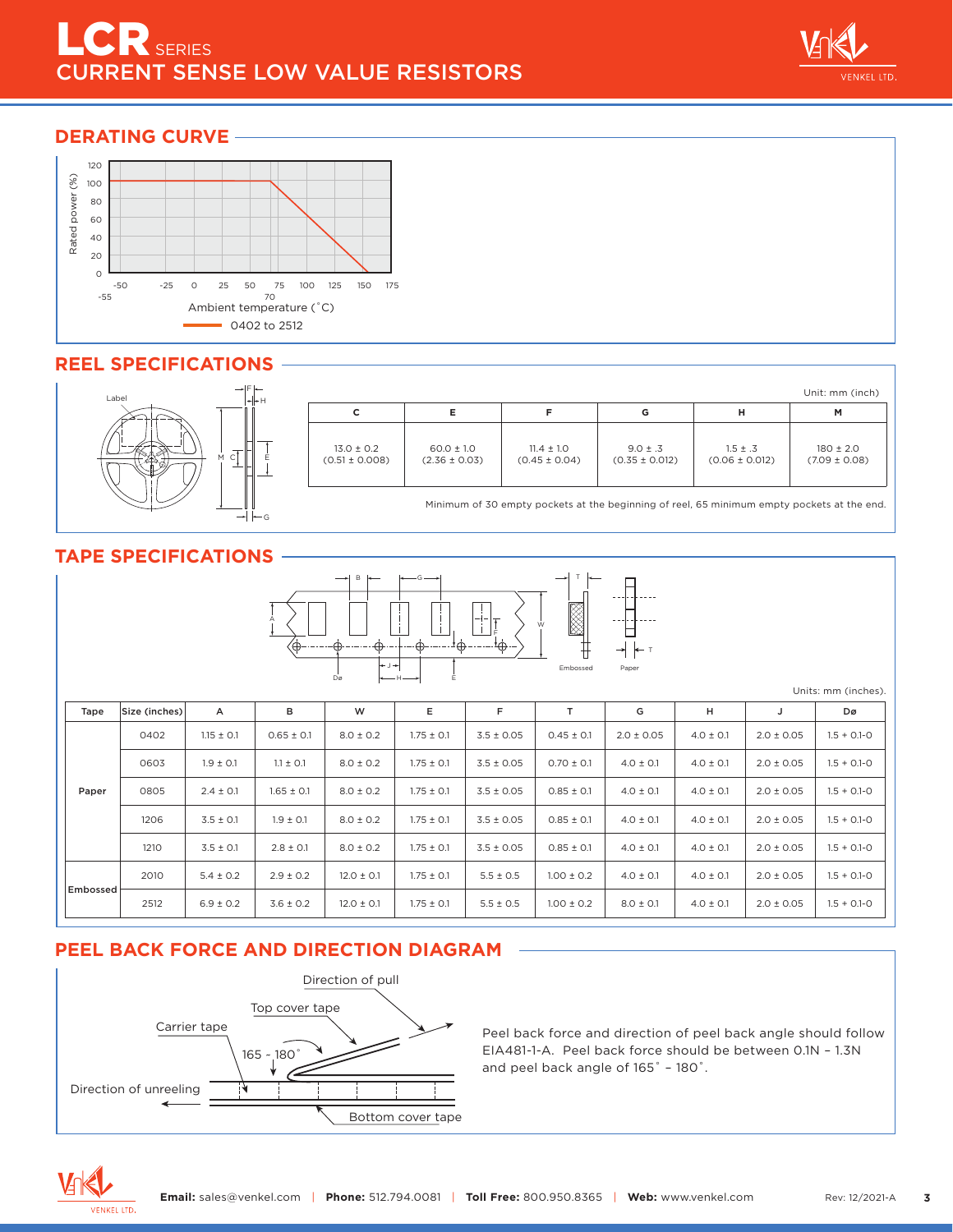# LCR SERIES
## CURRENT SENSE LOW VALUE RESISTORS

## DERATING CURVE

Rated power (%)

Ambient temperature (˚C)

0402 to 2512

## REEL SPECIFICATIONS

Unit: mm (inch)

| C | E | F | G | H | M |
|---|---|---|---|---|---|
| 13.0 ± 0.2 (0.51 ± 0.008) | 60.0 ± 1.0 (2.36 ± 0.03) | 11.4 ± 1.0 (0.45 ± 0.04) | 9.0 ± .3 (0.35 ± 0.012) | 1.5 ± .3 (0.06 ± 0.012) | 180 ± 2.0 (7.09 ± 0.08) |

Minimum of 30 empty pockets at the beginning of reel, 65 minimum empty pockets at the end.

## TAPE SPECIFICATIONS

Units: mm (inches).

| Tape | Size (inches) | A | B | W | E | F | T | G | H | J | Dø |
|---|---|---|---|---|---|---|---|---|---|---|---|
| Paper | 0402 | 1.15 ± 0.1 | 0.65 ± 0.1 | 8.0 ± 0.2 | 1.75 ± 0.1 | 3.5 ± 0.05 | 0.45 ± 0.1 | 2.0 ± 0.05 | 4.0 ± 0.1 | 2.0 ± 0.05 | 1.5 + 0.1-0 |
| | 0603 | 1.9 ± 0.1 | 1.1 ± 0.1 | 8.0 ± 0.2 | 1.75 ± 0.1 | 3.5 ± 0.05 | 0.70 ± 0.1 | 4.0 ± 0.1 | 4.0 ± 0.1 | 2.0 ± 0.05 | 1.5 + 0.1-0 |
| | 0805 | 2.4 ± 0.1 | 1.65 ± 0.1 | 8.0 ± 0.2 | 1.75 ± 0.1 | 3.5 ± 0.05 | 0.85 ± 0.1 | 4.0 ± 0.1 | 4.0 ± 0.1 | 2.0 ± 0.05 | 1.5 + 0.1-0 |
| | 1206 | 3.5 ± 0.1 | 1.9 ± 0.1 | 8.0 ± 0.2 | 1.75 ± 0.1 | 3.5 ± 0.05 | 0.85 ± 0.1 | 4.0 ± 0.1 | 4.0 ± 0.1 | 2.0 ± 0.05 | 1.5 + 0.1-0 |
| | 1210 | 3.5 ± 0.1 | 2.8 ± 0.1 | 8.0 ± 0.2 | 1.75 ± 0.1 | 3.5 ± 0.05 | 0.85 ± 0.1 | 4.0 ± 0.1 | 4.0 ± 0.1 | 2.0 ± 0.05 | 1.5 + 0.1-0 |
| Embossed | 2010 | 5.4 ± 0.2 | 2.9 ± 0.2 | 12.0 ± 0.1 | 1.75 ± 0.1 | 5.5 ± 0.5 | 1.00 ± 0.2 | 4.0 ± 0.1 | 4.0 ± 0.1 | 2.0 ± 0.05 | 1.5 + 0.1-0 |
| | 2512 | 6.9 ± 0.2 | 3.6 ± 0.2 | 12.0 ± 0.1 | 1.75 ± 0.1 | 5.5 ± 0.5 | 1.00 ± 0.2 | 8.0 ± 0.1 | 4.0 ± 0.1 | 2.0 ± 0.05 | 1.5 + 0.1-0 |

## PEEL BACK FORCE AND DIRECTION DIAGRAM

Direction of pull

Top cover tape

Carrier tape

165 ~ 180˚

Direction of unreeling

Bottom cover tape

Peel back force and direction of peel back angle should follow EIA481-1-A. Peel back force should be between 0.1N – 1.3N and peel back angle of 165˚ – 180˚.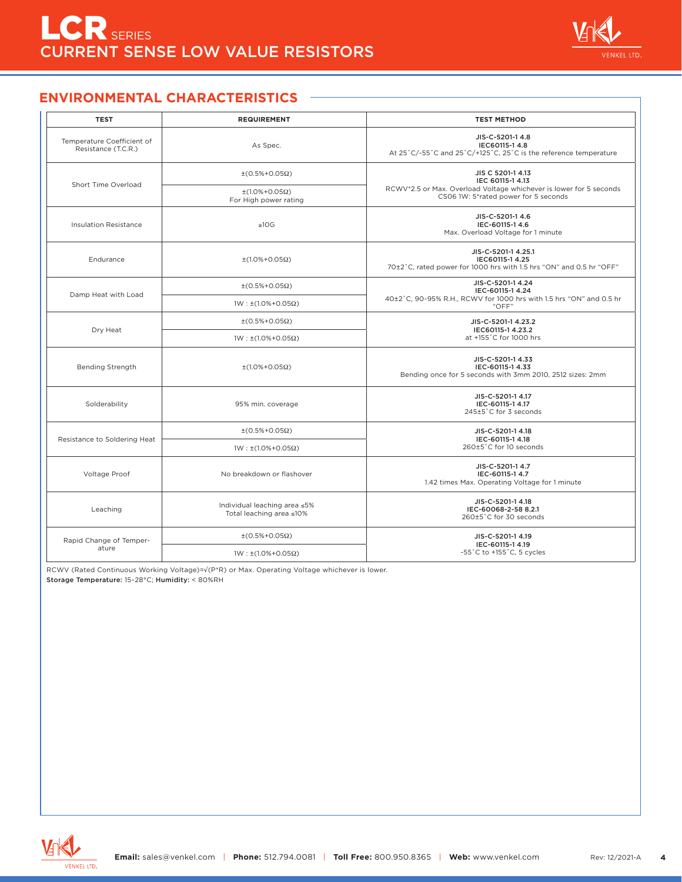# LCR SERIES
## CURRENT SENSE LOW VALUE RESISTORS

## ENVIRONMENTAL CHARACTERISTICS

| TEST | REQUIREMENT | TEST METHOD |
|---|---|---|
| Temperature Coefficient of Resistance (T.C.R.) | As Spec. | **JIS-C-5201-1 4.8**<br>**IEC60115-1 4.8**<br>At 25˚C/-55˚C and 25˚C/+125˚C, 25˚C is the reference temperature |
| Short Time Overload | ±(0.5%+0.05Ω) | **JIS C 5201-1 4.13**<br>**IEC 60115-1 4.13**<br>RCWV*2.5 or Max. Overload Voltage whichever is lower for 5 seconds<br>CS06 1W: 5*rated power for 5 seconds |
| | ±(1.0%+0.05Ω)<br>For High power rating | |
| Insulation Resistance | ≥10G | **JIS-C-5201-1 4.6**<br>**IEC-60115-1 4.6**<br>Max. Overload Voltage for 1 minute |
| Endurance | ±(1.0%+0.05Ω) | **JIS-C-5201-1 4.25.1**<br>**IEC60115-1 4.25**<br>70±2˚C, rated power for 1000 hrs with 1.5 hrs "ON" and 0.5 hr "OFF" |
| Damp Heat with Load | ±(0.5%+0.05Ω) | **JIS-C-5201-1 4.24**<br>**IEC-60115-1 4.24**<br>40±2˚C, 90-95% R.H., RCWV for 1000 hrs with 1.5 hrs "ON" and 0.5 hr "OFF" |
| | 1W : ±(1.0%+0.05Ω) | |
| Dry Heat | ±(0.5%+0.05Ω) | **JIS-C-5201-1 4.23.2**<br>**IEC60115-1 4.23.2**<br>at +155˚C for 1000 hrs |
| | 1W : ±(1.0%+0.05Ω) | |
| Bending Strength | ±(1.0%+0.05Ω) | **JIS-C-5201-1 4.33**<br>**IEC-60115-1 4.33**<br>Bending once for 5 seconds with 3mm 2010, 2512 sizes: 2mm |
| Solderability | 95% min. coverage | **JIS-C-5201-1 4.17**<br>**IEC-60115-1 4.17**<br>245±5˚C for 3 seconds |
| Resistance to Soldering Heat | ±(0.5%+0.05Ω) | **JIS-C-5201-1 4.18**<br>**IEC-60115-1 4.18**<br>260±5˚C for 10 seconds |
| | 1W : ±(1.0%+0.05Ω) | |
| Voltage Proof | No breakdown or flashover | **JIS-C-5201-1 4.7**<br>**IEC-60115-1 4.7**<br>1.42 times Max. Operating Voltage for 1 minute |
| Leaching | Individual leaching area ≤5%<br>Total leaching area ≤10% | **JIS-C-5201-1 4.18**<br>**IEC-60068-2-58 8.2.1**<br>260±5˚C for 30 seconds |
| Rapid Change of Temperature | ±(0.5%+0.05Ω) | **JIS-C-5201-1 4.19**<br>**IEC-60115-1 4.19**<br>-55˚C to +155˚C, 5 cycles |
| | 1W : ±(1.0%+0.05Ω) | |

RCWV (Rated Continuous Working Voltage)=√(P*R) or Max. Operating Voltage whichever is lower.

**Storage Temperature:** 15~28°C; **Humidity:** < 80%RH